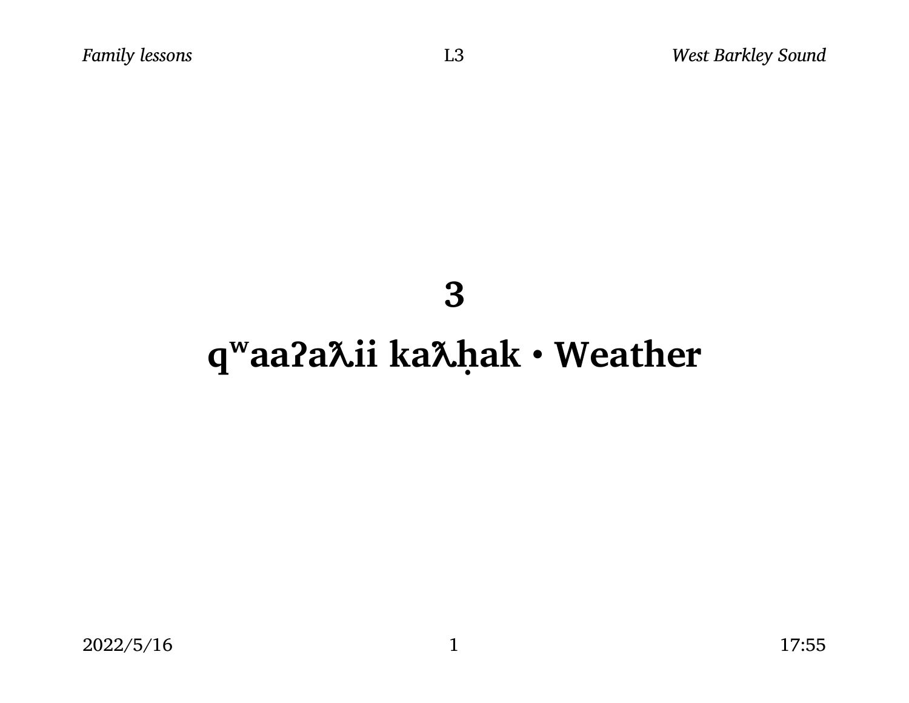# 3

# qʷaaʔaƛii kaƛḥak • Weather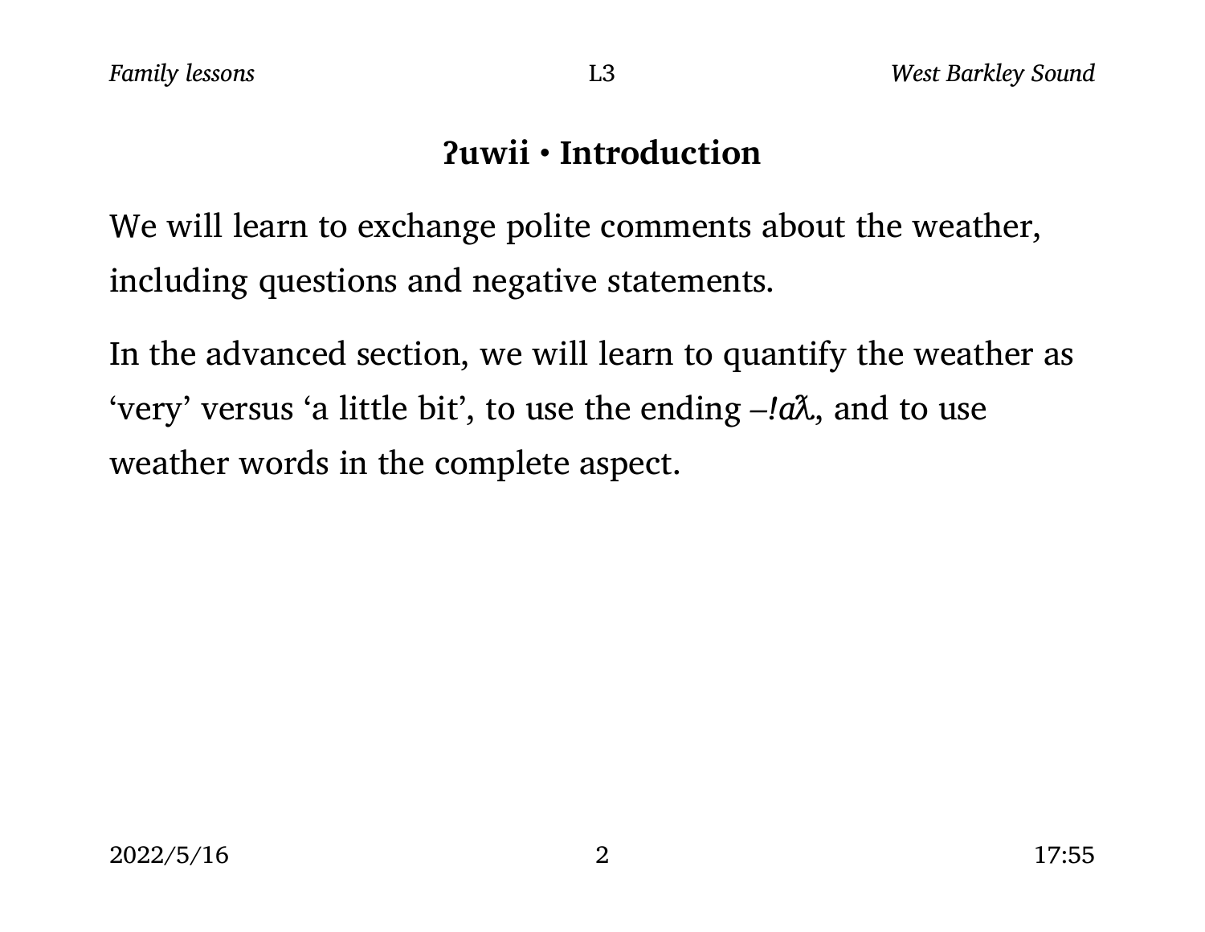## ʔuwii • Introduction

We will learn to exchange polite comments about the weather, including questions and negative statements.

In the advanced section, we will learn to quantify the weather as ‘very’ versus ‘a little bit’, to use the ending *–!aƛ̓*, and to use weather words in the complete aspect.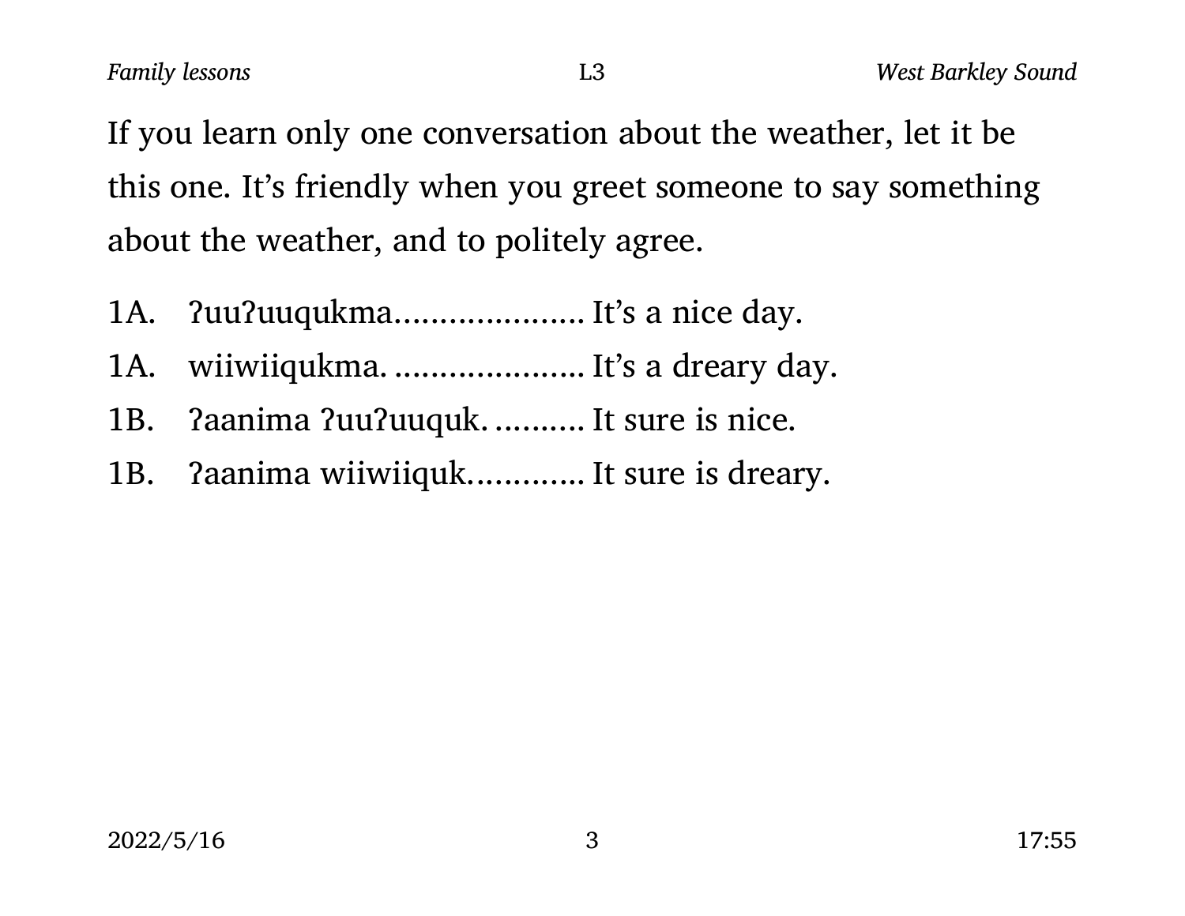If you learn only one conversation about the weather, let it be this one. It's friendly when you greet someone to say something about the weather, and to politely agree.

1A. ʔuuʔuuqukma.................... It's a nice day.
1A. wiiwiiqukma. .................... It's a dreary day.
1B. ʔaanima ʔuuʔuuquk. .......... It sure is nice.
1B. ʔaanima wiiwiiquk............ It sure is dreary.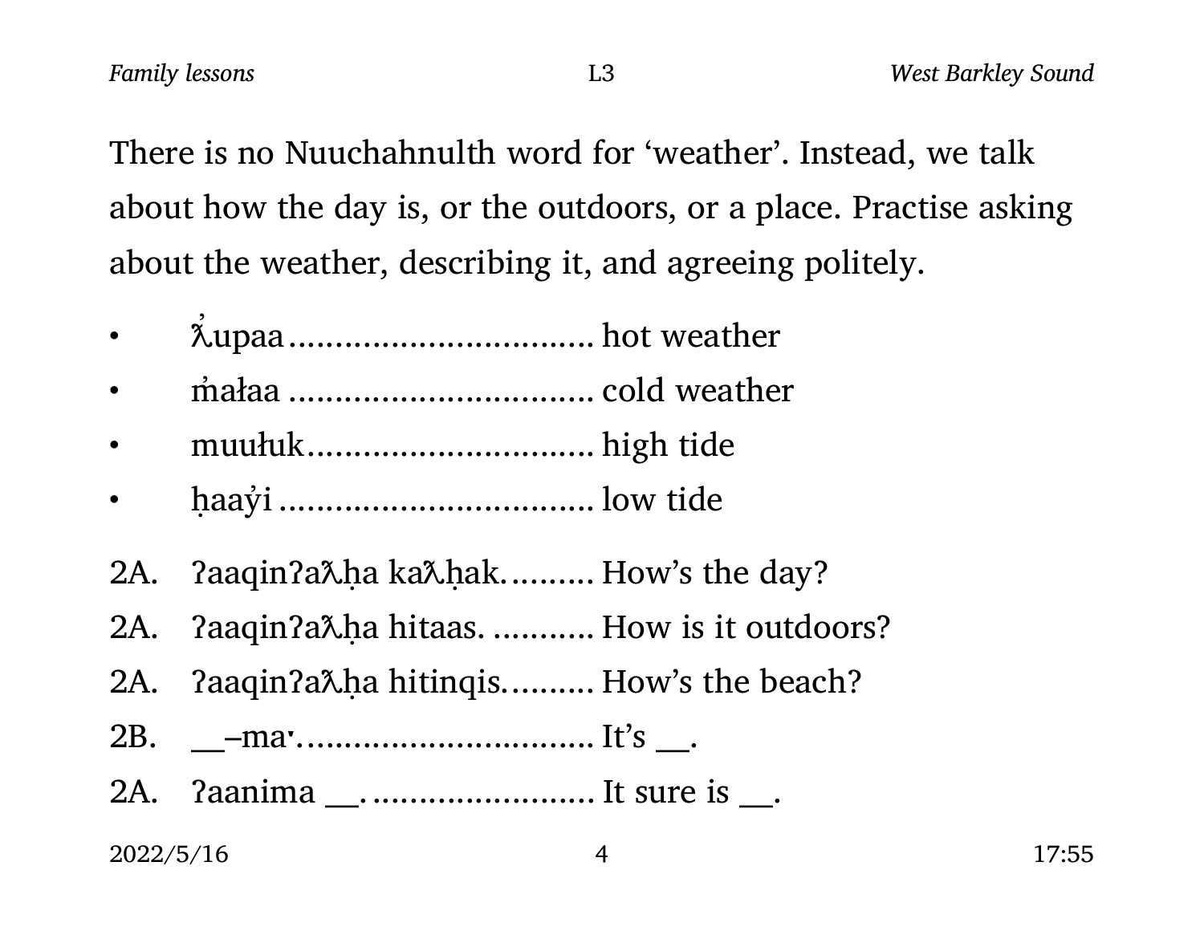There is no Nuuchahnulth word for 'weather'. Instead, we talk about how the day is, or the outdoors, or a place. Practise asking about the weather, describing it, and agreeing politely.

- ƛ̓upaa ................................ hot weather
- m̓ałaa ................................ cold weather
- muułuk.............................. high tide
- ḥaay̓i ................................. low tide

2A. ʔaaqinʔaƛḥa kaƛḥak. ......... How's the day?
2A. ʔaaqinʔaƛḥa hitaas. ........... How is it outdoors?
2A. ʔaaqinʔaƛḥa hitinqis. ......... How's the beach?
2B. __–maˑ................................ It's __.
2A. ʔaanima __. ........................ It sure is __.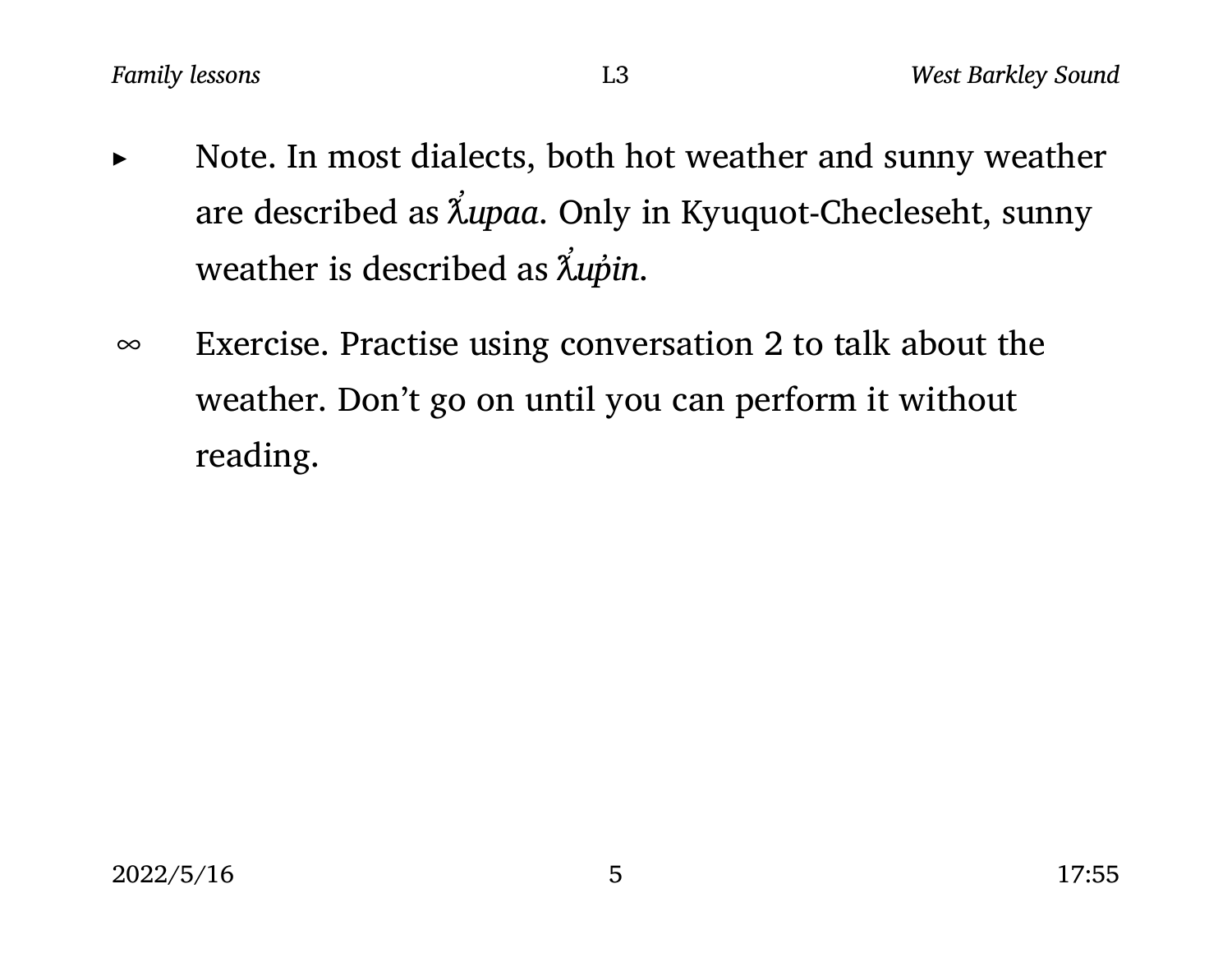- ▸ Note. In most dialects, both hot weather and sunny weather are described as *ƛ̓upaa*. Only in Kyuquot-Checleseht, sunny weather is described as *ƛ̓up̓in*.

- ∞ Exercise. Practise using conversation 2 to talk about the weather. Don’t go on until you can perform it without reading.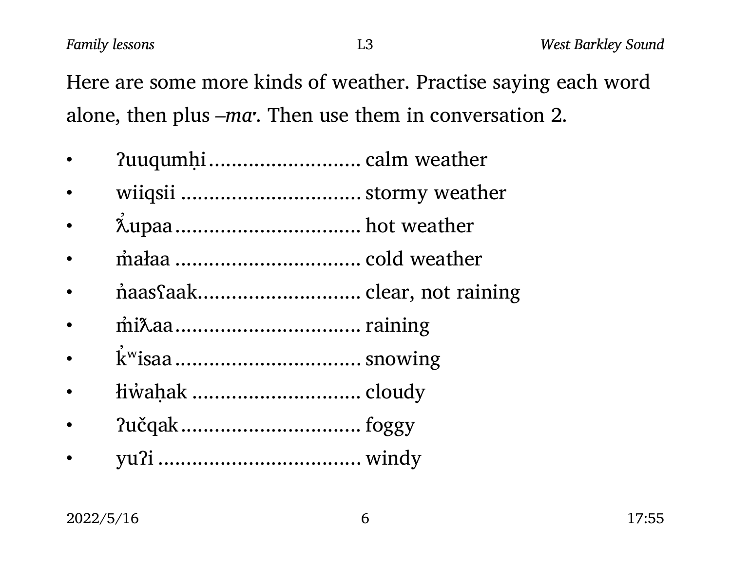Here are some more kinds of weather. Practise saying each word alone, then plus *–maˑ*. Then use them in conversation 2.

- ʔuuqumḥi ........................... calm weather
- wiiqsii ................................ stormy weather
- ƛ̓upaa ................................. hot weather
- m̓ałaa ................................. cold weather
- n̓aasʕaak............................. clear, not raining
- m̓iƛaa ................................. raining
- k̓ʷisaa ................................. snowing
- łiw̓aḥak ............................... cloudy
- ʔučqak ................................. foggy
- yuʔi .................................... windy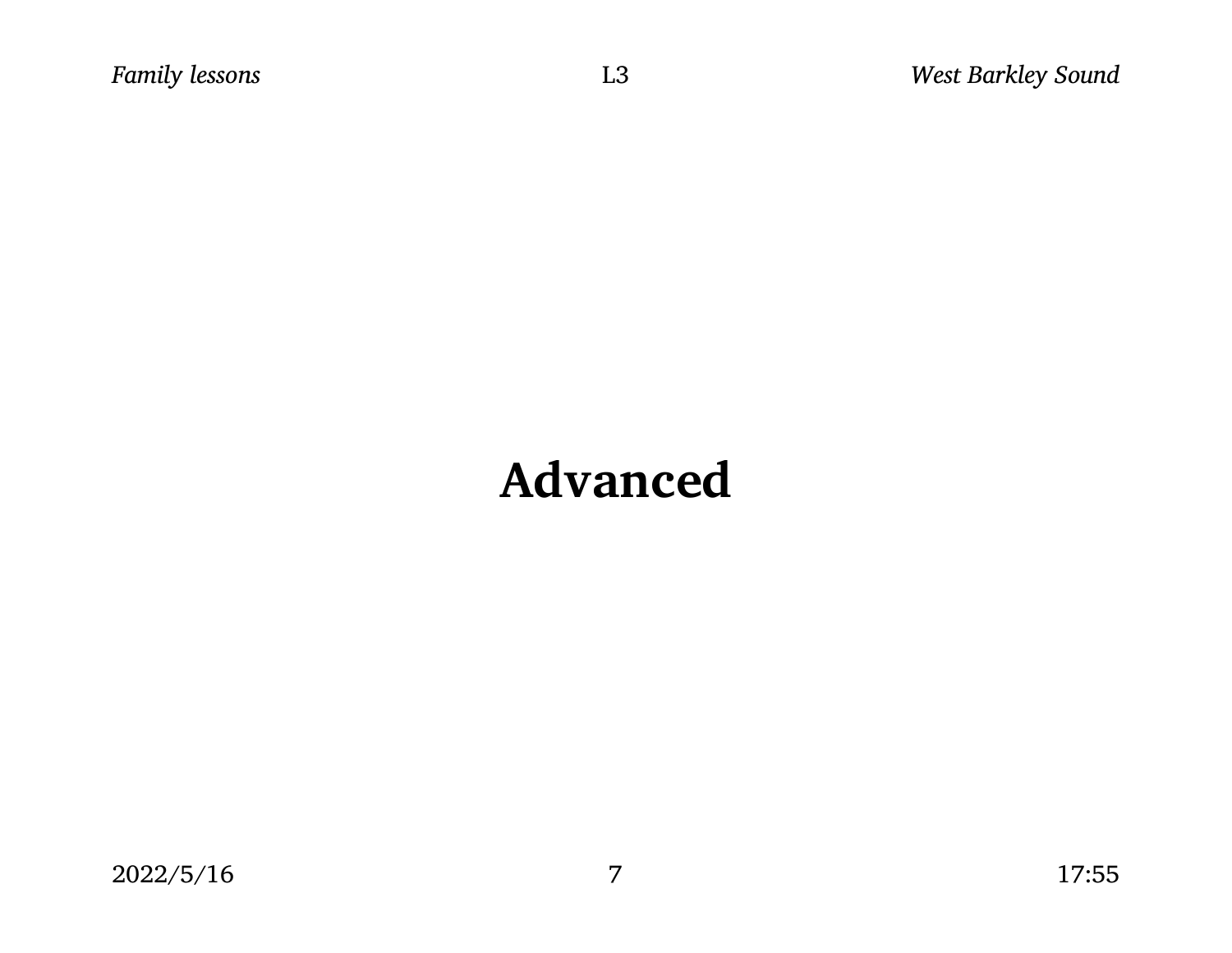# Advanced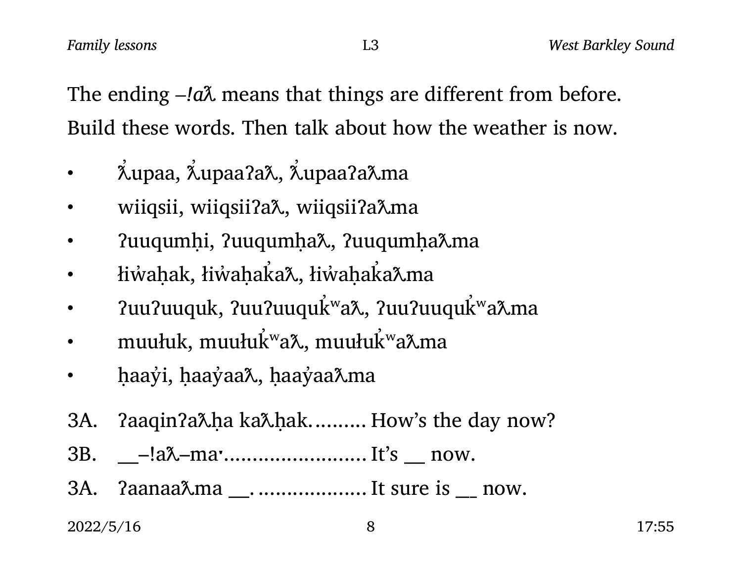The ending –*!aƛ* means that things are different from before. Build these words. Then talk about how the weather is now.

- ƛ̓upaa, ƛ̓upaaʔaƛ, ƛ̓upaaʔaƛma
- wiiqsii, wiiqsiiʔaƛ, wiiqsiiʔaƛma
- ʔuuqumḥi, ʔuuqumḥaƛ, ʔuuqumḥaƛma
- łiw̓aḥak, łiw̓aḥak̓aƛ, łiw̓aḥak̓aƛma
- ʔuuʔuuquk, ʔuuʔuuquk̓ʷaƛ, ʔuuʔuuquk̓ʷaƛma
- muułuk, muułuk̓ʷaƛ, muułuk̓ʷaƛma
- ḥaay̓i, ḥaay̓aaƛ, ḥaay̓aaƛma

3A. ʔaaqinʔaƛḥa kaƛḥak. ......... How's the day now?

3B. __–!aƛ–ma·........................ It's __ now.

3A. ʔaanaaƛma __. .................. It sure is __ now.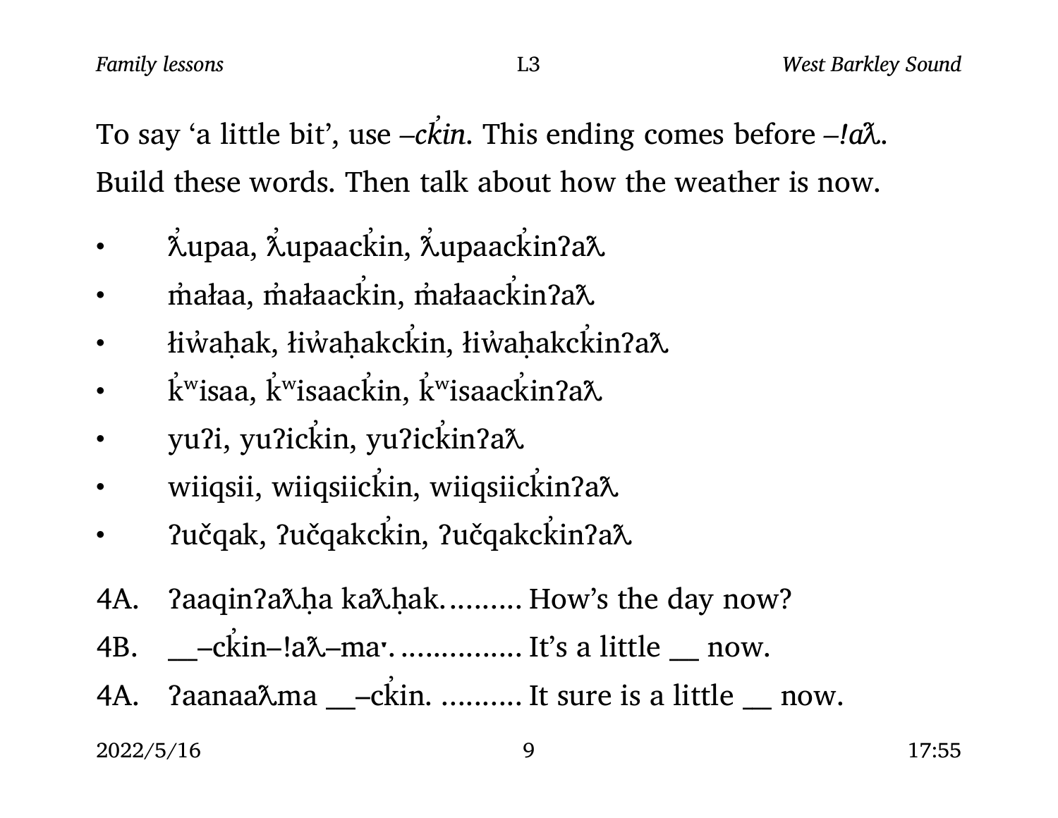To say ‘a little bit’, use *–cʼkin*. This ending comes before *–!aƛ*. Build these words. Then talk about how the weather is now.

- ƛ̓upaa, ƛ̓upaackʼin, ƛ̓upaackʼinʔaƛ
- m̓ałaa, m̓ałaackʼin, m̓ałaackʼinʔaƛ
- łiw̓aḥak, łiw̓aḥakckʼin, łiw̓aḥakckʼinʔaƛ
- kʼʷisaa, kʼʷisaackʼin, kʼʷisaackʼinʔaƛ
- yuʔi, yuʔickʼin, yuʔickʼinʔaƛ
- wiiqsii, wiiqsiickʼin, wiiqsiickʼinʔaƛ
- ʔučqak, ʔučqakckʼin, ʔučqakckʼinʔaƛ

4A. ʔaaqinʔaƛḥa kaƛḥak. ......... How’s the day now?

4B. __–ckʼin–!aƛ–maˑ. ............... It’s a little __ now.

4A. ʔaanaaƛma __–ckʼin. .......... It sure is a little __ now.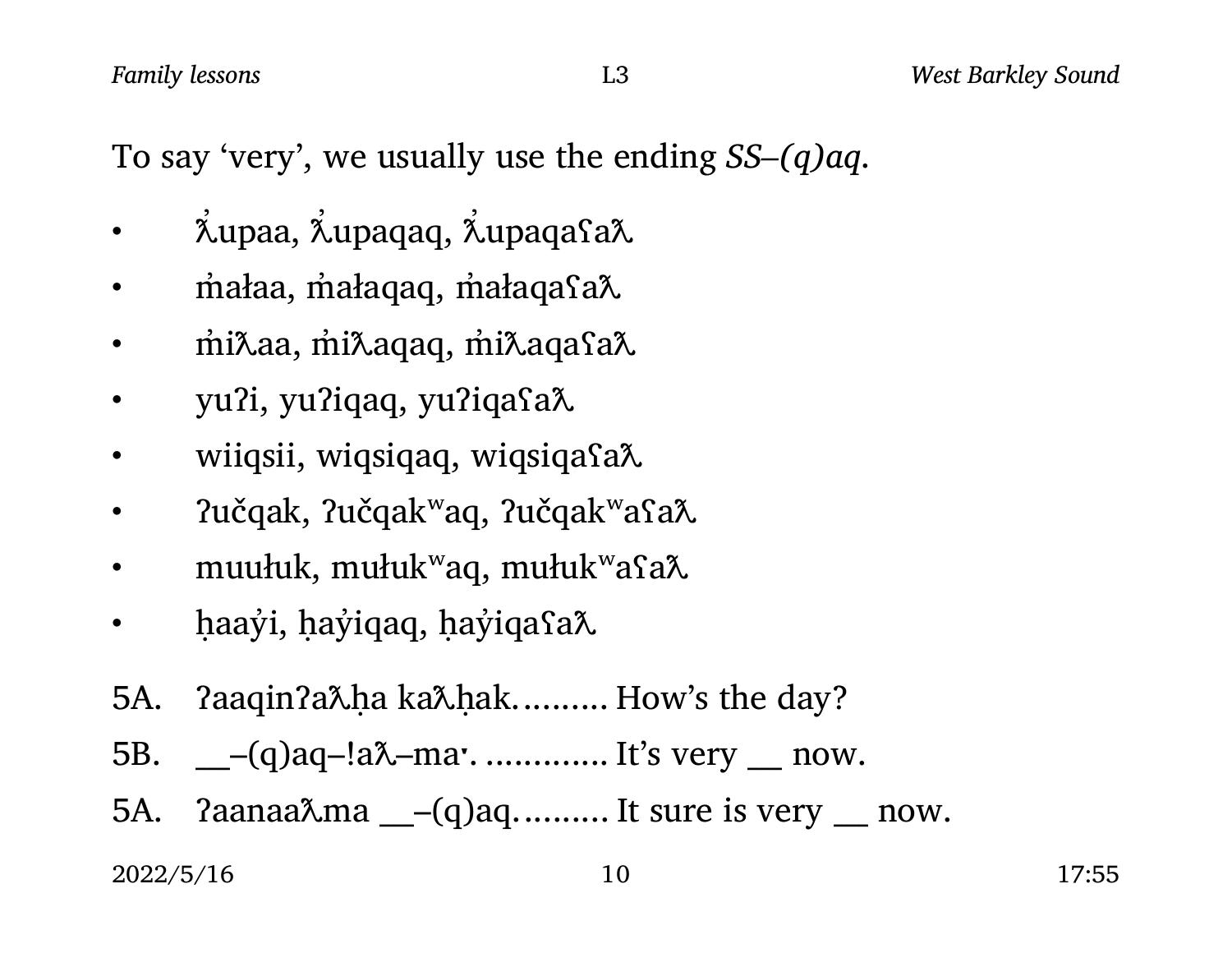To say 'very', we usually use the ending *SS–(q)aq*.

- ƛ̓upaa, ƛ̓upaqaq, ƛ̓upaqaʕaƛ
- m̓ałaa, m̓ałaqaq, m̓ałaqaʕaƛ
- m̓iƛaa, m̓iƛaqaq, m̓iƛaqaʕaƛ
- yuʔi, yuʔiqaq, yuʔiqaʕaƛ
- wiiqsii, wiqsiqaq, wiqsiqaʕaƛ
- ʔučqak, ʔučqakʷaq, ʔučqakʷaʕaƛ
- muułuk, mułukʷaq, mułukʷaʕaƛ
- ḥaay̓i, ḥay̓iqaq, ḥay̓iqaʕaƛ

5A. ʔaaqinʔaƛḥa kaƛḥak.......... How's the day?

5B. __–(q)aq–!aƛ–ma·. ............. It's very __ now.

5A. ʔaanaaƛma __–(q)aq.......... It sure is very __ now.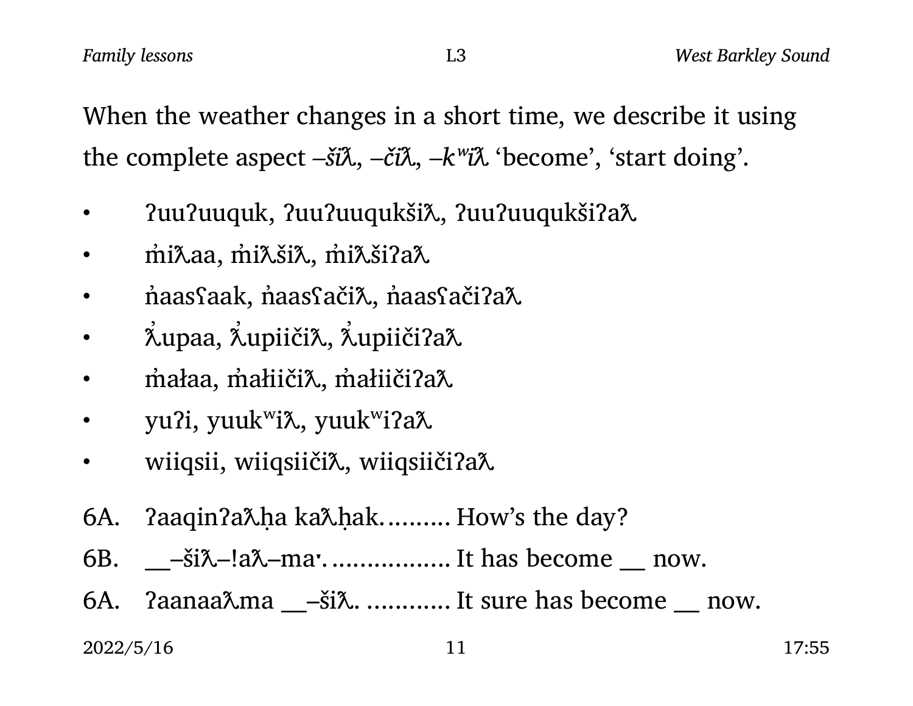When the weather changes in a short time, we describe it using the complete aspect *–šiƛ*, *–čiƛ*, *–kʷiƛ* ‘become’, ‘start doing’.

- ʔuuʔuuquk, ʔuuʔuuqukšiƛ, ʔuuʔuuqukšiʔaƛ
- m̓iƛaa, m̓iƛšiƛ, m̓iƛšiʔaƛ
- n̓aasʕaak, n̓aasʕačiƛ, n̓aasʕačiʔaƛ
- ƛ̓upaa, ƛ̓upiičiƛ, ƛ̓upiičiʔaƛ
- m̓ałaa, m̓ałiičiƛ, m̓ałiičiʔaƛ
- yuʔi, yuukʷiƛ, yuukʷiʔaƛ
- wiiqsii, wiiqsiičiƛ, wiiqsiičiʔaƛ

6A. ʔaaqinʔaƛḥa kaƛḥak.......... How’s the day?

6B. __–šiƛ–!aƛ–ma·................. It has become __ now.

6A. ʔaanaaƛma __–šiƛ. ............ It sure has become __ now.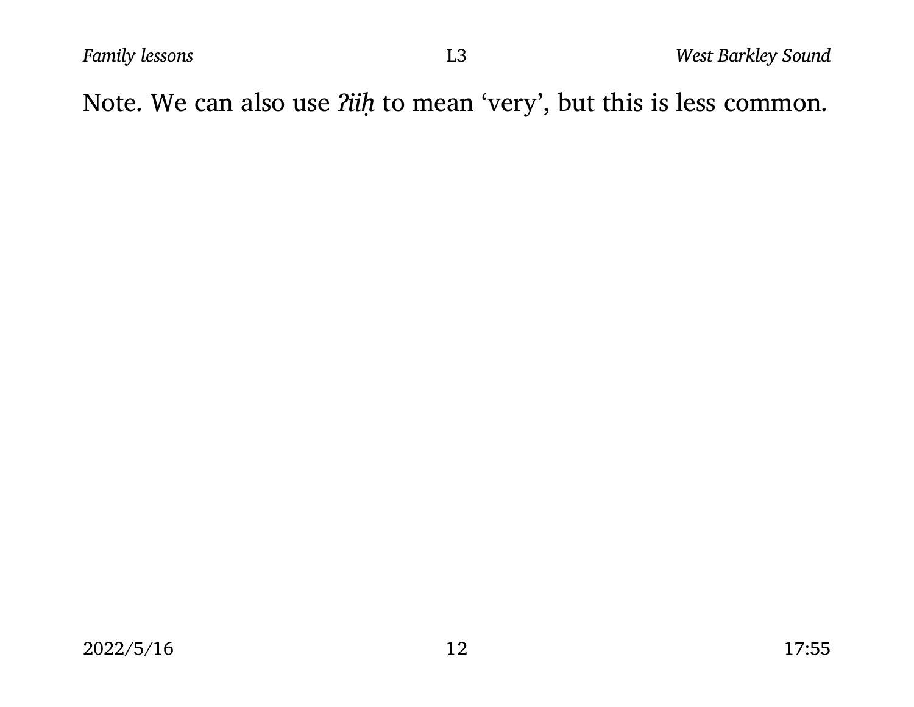Note. We can also use *ʔiiḥ* to mean ‘very’, but this is less common.